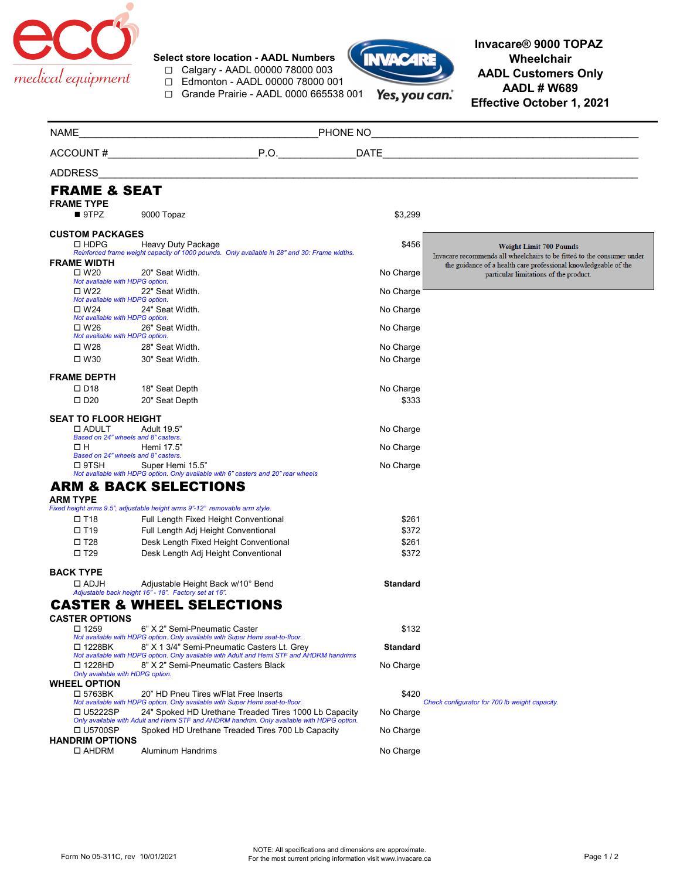eco medical equipment

**Select store location - AADL Numbers**

- ☐ Calgary - AADL 00000 78000 003
- ☐ Edmonton - AADL 00000 78000 001
- ☐ Grande Prairie - AADL 0000 665538 001

INVACARE Yes, you can.

**Invacare® 9000 TOPAZ Wheelchair**
**AADL Customers Only**
**AADL # W689**
**Effective October 1, 2021**

NAME_______________________________PHONE NO_______________________________

ACCOUNT #____________________P.O.____________DATE____________________________

ADDRESS______________________________________________________________________

# FRAME & SEAT

### FRAME TYPE

| | | |
|---|---|---|
| ■ 9TPZ | 9000 Topaz | $3,299 |

### CUSTOM PACKAGES

| | | |
|---|---|---|
| ☐ HDPG | Heavy Duty Package<br>*Reinforced frame weight capacity of 1000 pounds. Only available in 28" and 30: Frame widths.* | $456 |

**Weight Limit 700 Pounds**
Invacare recommends all wheelchairs to be fitted to the consumer under the guidance of a health care professional knowledgeable of the particular limitations of the product.

### FRAME WIDTH

| | | |
|---|---|---|
| ☐ W20 | 20" Seat Width.<br>*Not available with HDPG option.* | No Charge |
| ☐ W22 | 22" Seat Width.<br>*Not available with HDPG option.* | No Charge |
| ☐ W24 | 24" Seat Width.<br>*Not available with HDPG option.* | No Charge |
| ☐ W26 | 26" Seat Width.<br>*Not available with HDPG option.* | No Charge |
| ☐ W28 | 28" Seat Width. | No Charge |
| ☐ W30 | 30" Seat Width. | No Charge |

### FRAME DEPTH

| | | |
|---|---|---|
| ☐ D18 | 18" Seat Depth | No Charge |
| ☐ D20 | 20" Seat Depth | $333 |

### SEAT TO FLOOR HEIGHT

| | | |
|---|---|---|
| ☐ ADULT | Adult 19.5"<br>*Based on 24" wheels and 8" casters.* | No Charge |
| ☐ H | Hemi 17.5"<br>*Based on 24" wheels and 8" casters.* | No Charge |
| ☐ 9TSH | Super Hemi 15.5"<br>*Not available with HDPG option. Only available with 6" casters and 20" rear wheels* | No Charge |

# ARM & BACK SELECTIONS

### ARM TYPE

*Fixed height arms 9.5", adjustable height arms 9"-12" removable arm style.*

| | | |
|---|---|---|
| ☐ T18 | Full Length Fixed Height Conventional | $261 |
| ☐ T19 | Full Length Adj Height Conventional | $372 |
| ☐ T28 | Desk Length Fixed Height Conventional | $261 |
| ☐ T29 | Desk Length Adj Height Conventional | $372 |

### BACK TYPE

| | | |
|---|---|---|
| ☐ ADJH | Adjustable Height Back w/10° Bend<br>*Adjustable back height 16" - 18". Factory set at 16".* | **Standard** |

# CASTER & WHEEL SELECTIONS

### CASTER OPTIONS

| | | |
|---|---|---|
| ☐ 1259 | 6" X 2" Semi-Pneumatic Caster<br>*Not available with HDPG option. Only available with Super Hemi seat-to-floor.* | $132 |
| ☐ 1228BK | 8" X 1 3/4" Semi-Pneumatic Casters Lt. Grey<br>*Not available with HDPG option. Only available with Adult and Hemi STF and AHDRM handrims* | **Standard** |
| ☐ 1228HD | 8" X 2" Semi-Pneumatic Casters Black<br>*Only available with HDPG option.* | No Charge |

### WHEEL OPTION

| | | |
|---|---|---|
| ☐ 5763BK | 20" HD Pneu Tires w/Flat Free Inserts<br>*Not available with HDPG option. Only available with Super Hemi seat-to-floor.* | $420 |
| ☐ U5222SP | 24" Spoked HD Urethane Treaded Tires 1000 Lb Capacity<br>*Only available with Adult and Hemi STF and AHDRM handrim. Only available with HDPG option.* | No Charge |
| ☐ U5700SP | Spoked HD Urethane Treaded Tires 700 Lb Capacity | No Charge |

*Check configurator for 700 lb weight capacity.*

### HANDRIM OPTIONS

| | | |
|---|---|---|
| ☐ AHDRM | Aluminum Handrims | No Charge |

Form No 05-311C, rev 10/01/2021

NOTE: All specifications and dimensions are approximate.
For the most current pricing information visit www.invacare.ca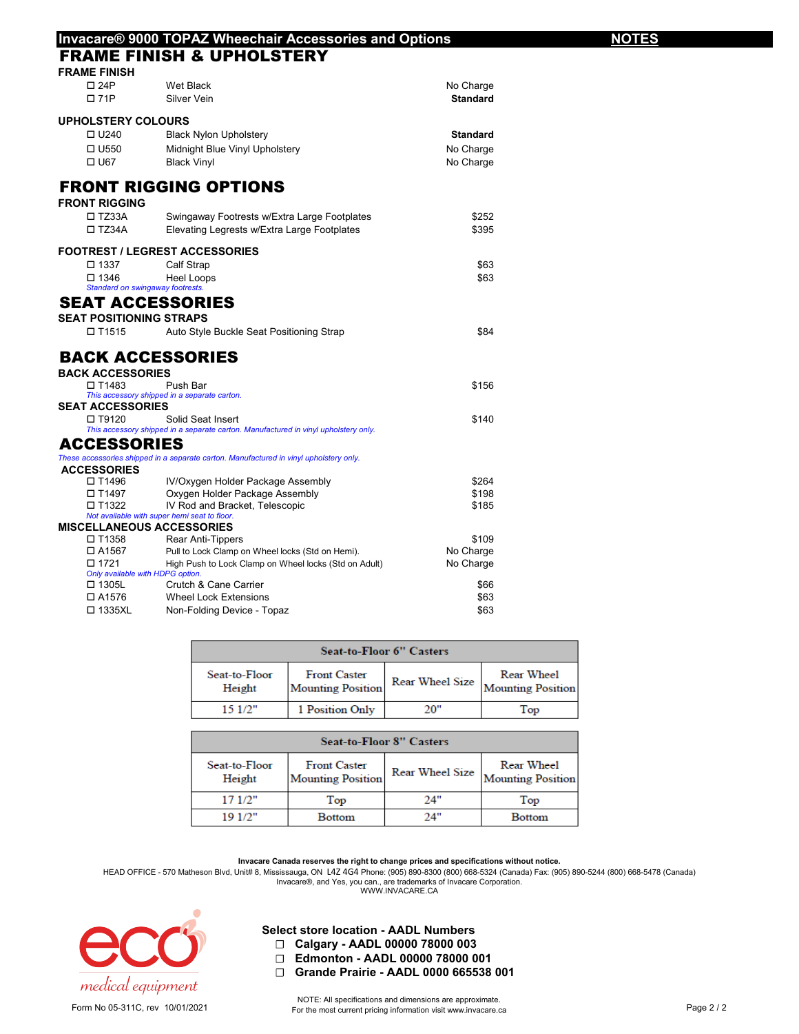# Invacare® 9000 TOPAZ Wheechair Accessories and Options

**NOTES**

## FRAME FINISH & UPHOLSTERY

### FRAME FINISH

| | | |
|---|---|---|
| ☐ 24P | Wet Black | No Charge |
| ☐ 71P | Silver Vein | **Standard** |

### UPHOLSTERY COLOURS

| | | |
|---|---|---|
| ☐ U240 | Black Nylon Upholstery | **Standard** |
| ☐ U550 | Midnight Blue Vinyl Upholstery | No Charge |
| ☐ U67 | Black Vinyl | No Charge |

## FRONT RIGGING OPTIONS

### FRONT RIGGING

| | | |
|---|---|---|
| ☐ TZ33A | Swingaway Footrests w/Extra Large Footplates | $252 |
| ☐ TZ34A | Elevating Legrests w/Extra Large Footplates | $395 |

### FOOTREST / LEGREST ACCESSORIES

| | | |
|---|---|---|
| ☐ 1337 | Calf Strap | $63 |
| ☐ 1346 | Heel Loops | $63 |

*Standard on swingaway footrests.*

## SEAT ACCESSORIES

### SEAT POSITIONING STRAPS

| | | |
|---|---|---|
| ☐ T1515 | Auto Style Buckle Seat Positioning Strap | $84 |

## BACK ACCESSORIES

### BACK ACCESSORIES

| | | |
|---|---|---|
| ☐ T1483 | Push Bar | $156 |

*This accessory shipped in a separate carton.*

### SEAT ACCESSORIES

| | | |
|---|---|---|
| ☐ T9120 | Solid Seat Insert | $140 |

*This accessory shipped in a separate carton. Manufactured in vinyl upholstery only.*

## ACCESSORIES

*These accessories shipped in a separate carton. Manufactured in vinyl upholstery only.*

### ACCESSORIES

| | | |
|---|---|---|
| ☐ T1496 | IV/Oxygen Holder Package Assembly | $264 |
| ☐ T1497 | Oxygen Holder Package Assembly | $198 |
| ☐ T1322 | IV Rod and Bracket, Telescopic | $185 |

*Not available with super hemi seat to floor.*

### MISCELLANEOUS ACCESSORIES

| | | |
|---|---|---|
| ☐ T1358 | Rear Anti-Tippers | $109 |
| ☐ A1567 | Pull to Lock Clamp on Wheel locks (Std on Hemi). | No Charge |
| ☐ 1721 | High Push to Lock Clamp on Wheel locks (Std on Adult) | No Charge |

*Only available with HDPG option.*

| | | |
|---|---|---|
| ☐ 1305L | Crutch & Cane Carrier | $66 |
| ☐ A1576 | Wheel Lock Extensions | $63 |
| ☐ 1335XL | Non-Folding Device - Topaz | $63 |

| Seat-to-Floor 6" Casters | | | |
|---|---|---|---|
| Seat-to-Floor Height | Front Caster Mounting Position | Rear Wheel Size | Rear Wheel Mounting Position |
| 15 1/2" | 1 Position Only | 20" | Top |

| Seat-to-Floor 8" Casters | | | |
|---|---|---|---|
| Seat-to-Floor Height | Front Caster Mounting Position | Rear Wheel Size | Rear Wheel Mounting Position |
| 17 1/2" | Top | 24" | Top |
| 19 1/2" | Bottom | 24" | Bottom |

**Invacare Canada reserves the right to change prices and specifications without notice.**

HEAD OFFICE - 570 Matheson Blvd, Unit# 8, Mississauga, ON L4Z 4G4 Phone: (905) 890-8300 (800) 668-5324 (Canada) Fax: (905) 890-5244 (800) 668-5478 (Canada)
Invacare®, and Yes, you can., are trademarks of Invacare Corporation.
WWW.INVACARE.CA

eco medical equipment

**Select store location - AADL Numbers**

- ☐ **Calgary - AADL 00000 78000 003**
- ☐ **Edmonton - AADL 00000 78000 001**
- ☐ **Grande Prairie - AADL 0000 665538 001**

Form No 05-311C, rev 10/01/2021

NOTE: All specifications and dimensions are approximate.
For the most current pricing information visit www.invacare.ca